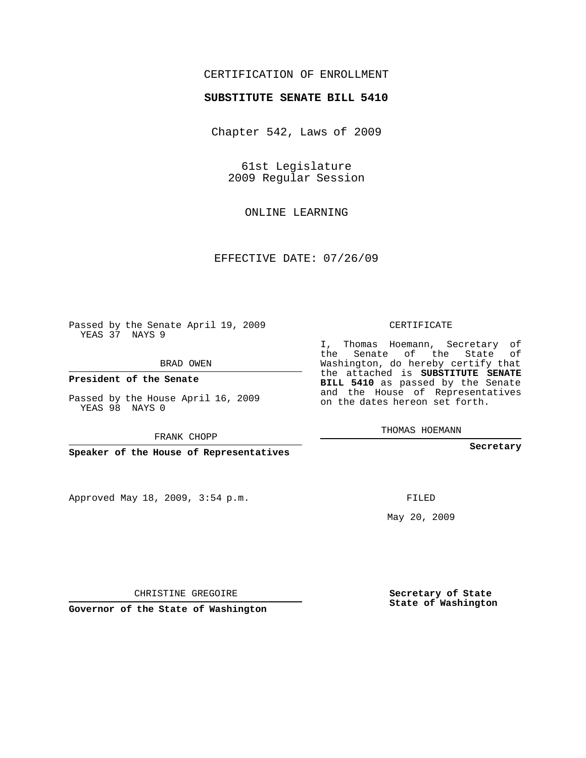# CERTIFICATION OF ENROLLMENT

## SUBSTITUTE SENATE BILL 5410

Chapter 542, Laws of 2009

61st Legislature
2009 Regular Session

ONLINE LEARNING

EFFECTIVE DATE: 07/26/09

Passed by the Senate April 19, 2009
YEAS 37 NAYS 9

BRAD OWEN

**President of the Senate**

Passed by the House April 16, 2009
YEAS 98 NAYS 0

FRANK CHOPP

**Speaker of the House of Representatives**

Approved May 18, 2009, 3:54 p.m.

CHRISTINE GREGOIRE

**Governor of the State of Washington**

CERTIFICATE

I, Thomas Hoemann, Secretary of the Senate of the State of Washington, do hereby certify that the attached is **SUBSTITUTE SENATE BILL 5410** as passed by the Senate and the House of Representatives on the dates hereon set forth.

THOMAS HOEMANN

**Secretary**

FILED

May 20, 2009

**Secretary of State**
**State of Washington**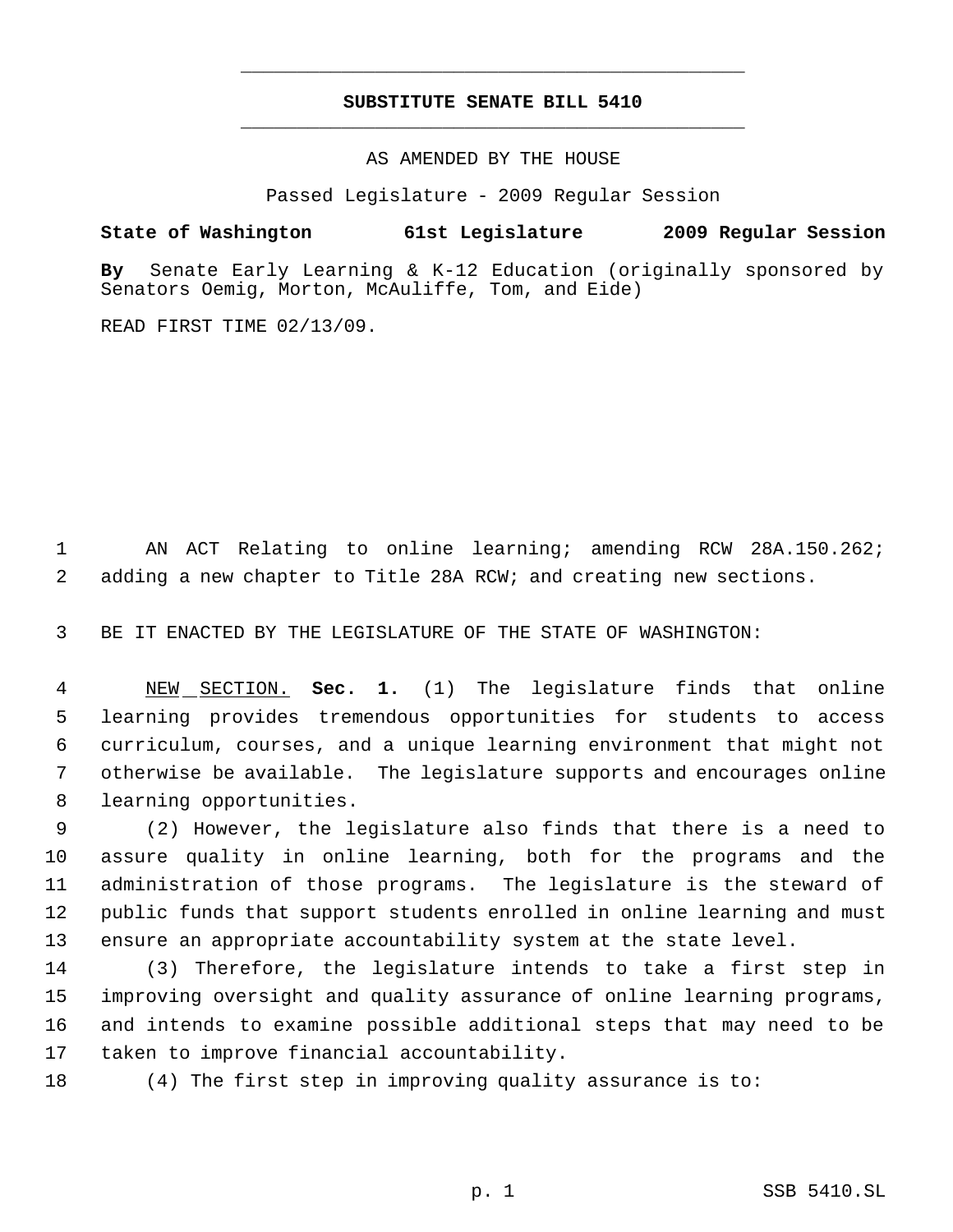# SUBSTITUTE SENATE BILL 5410

AS AMENDED BY THE HOUSE

Passed Legislature - 2009 Regular Session

**State of Washington 61st Legislature 2009 Regular Session**

**By** Senate Early Learning & K-12 Education (originally sponsored by Senators Oemig, Morton, McAuliffe, Tom, and Eide)

READ FIRST TIME 02/13/09.

AN ACT Relating to online learning; amending RCW 28A.150.262; adding a new chapter to Title 28A RCW; and creating new sections.

BE IT ENACTED BY THE LEGISLATURE OF THE STATE OF WASHINGTON:

NEW SECTION. **Sec. 1.** (1) The legislature finds that online learning provides tremendous opportunities for students to access curriculum, courses, and a unique learning environment that might not otherwise be available. The legislature supports and encourages online learning opportunities.

(2) However, the legislature also finds that there is a need to assure quality in online learning, both for the programs and the administration of those programs. The legislature is the steward of public funds that support students enrolled in online learning and must ensure an appropriate accountability system at the state level.

(3) Therefore, the legislature intends to take a first step in improving oversight and quality assurance of online learning programs, and intends to examine possible additional steps that may need to be taken to improve financial accountability.

(4) The first step in improving quality assurance is to: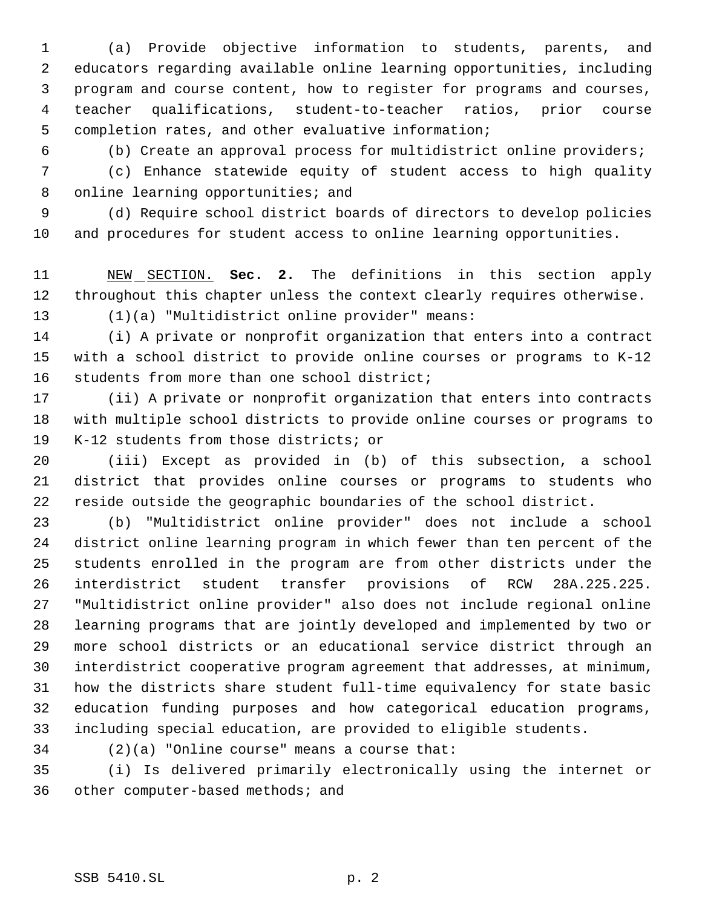(a) Provide objective information to students, parents, and educators regarding available online learning opportunities, including program and course content, how to register for programs and courses, teacher qualifications, student-to-teacher ratios, prior course completion rates, and other evaluative information;

(b) Create an approval process for multidistrict online providers;

(c) Enhance statewide equity of student access to high quality online learning opportunities; and

(d) Require school district boards of directors to develop policies and procedures for student access to online learning opportunities.

NEW SECTION. **Sec. 2.** The definitions in this section apply throughout this chapter unless the context clearly requires otherwise.

(1)(a) "Multidistrict online provider" means:

(i) A private or nonprofit organization that enters into a contract with a school district to provide online courses or programs to K-12 students from more than one school district;

(ii) A private or nonprofit organization that enters into contracts with multiple school districts to provide online courses or programs to K-12 students from those districts; or

(iii) Except as provided in (b) of this subsection, a school district that provides online courses or programs to students who reside outside the geographic boundaries of the school district.

(b) "Multidistrict online provider" does not include a school district online learning program in which fewer than ten percent of the students enrolled in the program are from other districts under the interdistrict student transfer provisions of RCW 28A.225.225. "Multidistrict online provider" also does not include regional online learning programs that are jointly developed and implemented by two or more school districts or an educational service district through an interdistrict cooperative program agreement that addresses, at minimum, how the districts share student full-time equivalency for state basic education funding purposes and how categorical education programs, including special education, are provided to eligible students.

(2)(a) "Online course" means a course that:

(i) Is delivered primarily electronically using the internet or other computer-based methods; and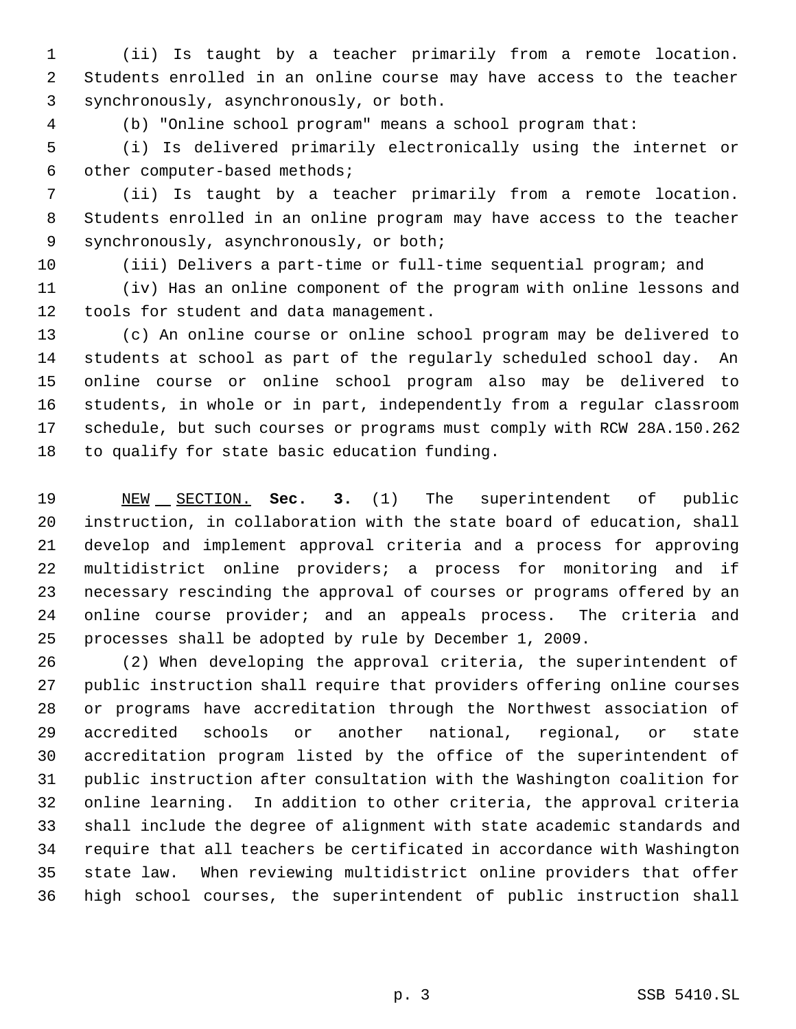(ii) Is taught by a teacher primarily from a remote location. Students enrolled in an online course may have access to the teacher synchronously, asynchronously, or both.

(b) "Online school program" means a school program that:

(i) Is delivered primarily electronically using the internet or other computer-based methods;

(ii) Is taught by a teacher primarily from a remote location. Students enrolled in an online program may have access to the teacher synchronously, asynchronously, or both;

(iii) Delivers a part-time or full-time sequential program; and

(iv) Has an online component of the program with online lessons and tools for student and data management.

(c) An online course or online school program may be delivered to students at school as part of the regularly scheduled school day. An online course or online school program also may be delivered to students, in whole or in part, independently from a regular classroom schedule, but such courses or programs must comply with RCW 28A.150.262 to qualify for state basic education funding.

NEW SECTION. **Sec. 3.** (1) The superintendent of public instruction, in collaboration with the state board of education, shall develop and implement approval criteria and a process for approving multidistrict online providers; a process for monitoring and if necessary rescinding the approval of courses or programs offered by an online course provider; and an appeals process. The criteria and processes shall be adopted by rule by December 1, 2009.

(2) When developing the approval criteria, the superintendent of public instruction shall require that providers offering online courses or programs have accreditation through the Northwest association of accredited schools or another national, regional, or state accreditation program listed by the office of the superintendent of public instruction after consultation with the Washington coalition for online learning. In addition to other criteria, the approval criteria shall include the degree of alignment with state academic standards and require that all teachers be certificated in accordance with Washington state law. When reviewing multidistrict online providers that offer high school courses, the superintendent of public instruction shall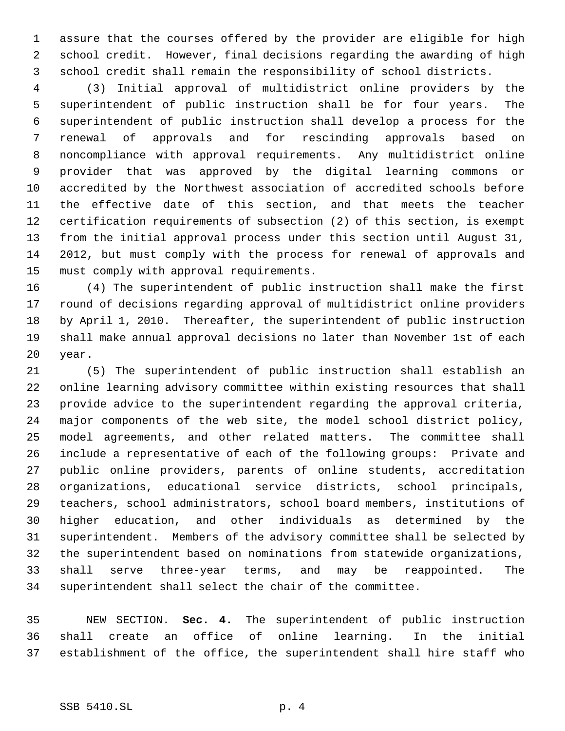assure that the courses offered by the provider are eligible for high school credit. However, final decisions regarding the awarding of high school credit shall remain the responsibility of school districts.

(3) Initial approval of multidistrict online providers by the superintendent of public instruction shall be for four years. The superintendent of public instruction shall develop a process for the renewal of approvals and for rescinding approvals based on noncompliance with approval requirements. Any multidistrict online provider that was approved by the digital learning commons or accredited by the Northwest association of accredited schools before the effective date of this section, and that meets the teacher certification requirements of subsection (2) of this section, is exempt from the initial approval process under this section until August 31, 2012, but must comply with the process for renewal of approvals and must comply with approval requirements.

(4) The superintendent of public instruction shall make the first round of decisions regarding approval of multidistrict online providers by April 1, 2010. Thereafter, the superintendent of public instruction shall make annual approval decisions no later than November 1st of each year.

(5) The superintendent of public instruction shall establish an online learning advisory committee within existing resources that shall provide advice to the superintendent regarding the approval criteria, major components of the web site, the model school district policy, model agreements, and other related matters. The committee shall include a representative of each of the following groups: Private and public online providers, parents of online students, accreditation organizations, educational service districts, school principals, teachers, school administrators, school board members, institutions of higher education, and other individuals as determined by the superintendent. Members of the advisory committee shall be selected by the superintendent based on nominations from statewide organizations, shall serve three-year terms, and may be reappointed. The superintendent shall select the chair of the committee.

NEW SECTION. **Sec. 4.** The superintendent of public instruction shall create an office of online learning. In the initial establishment of the office, the superintendent shall hire staff who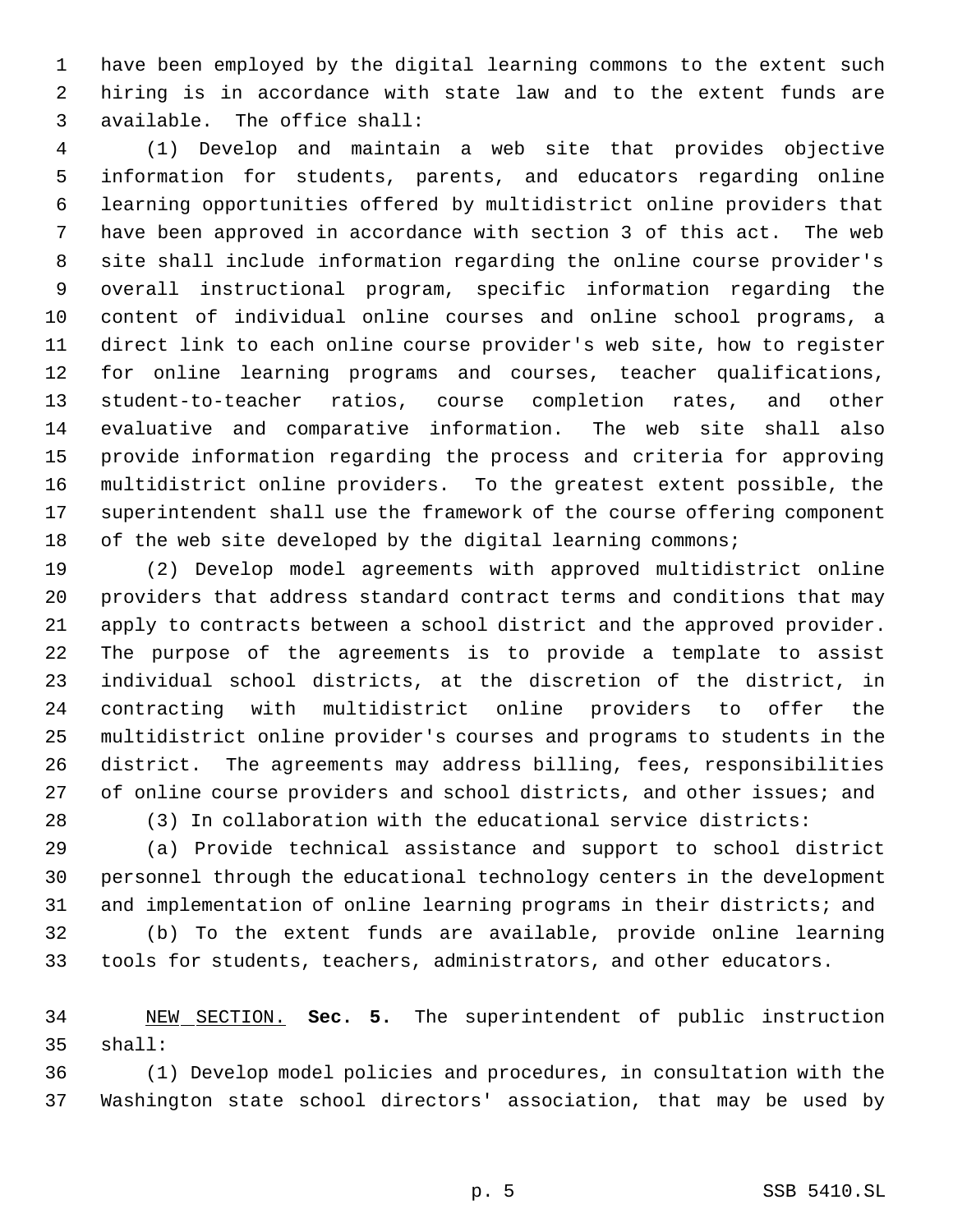have been employed by the digital learning commons to the extent such hiring is in accordance with state law and to the extent funds are available. The office shall:

(1) Develop and maintain a web site that provides objective information for students, parents, and educators regarding online learning opportunities offered by multidistrict online providers that have been approved in accordance with section 3 of this act. The web site shall include information regarding the online course provider's overall instructional program, specific information regarding the content of individual online courses and online school programs, a direct link to each online course provider's web site, how to register for online learning programs and courses, teacher qualifications, student-to-teacher ratios, course completion rates, and other evaluative and comparative information. The web site shall also provide information regarding the process and criteria for approving multidistrict online providers. To the greatest extent possible, the superintendent shall use the framework of the course offering component of the web site developed by the digital learning commons;

(2) Develop model agreements with approved multidistrict online providers that address standard contract terms and conditions that may apply to contracts between a school district and the approved provider. The purpose of the agreements is to provide a template to assist individual school districts, at the discretion of the district, in contracting with multidistrict online providers to offer the multidistrict online provider's courses and programs to students in the district. The agreements may address billing, fees, responsibilities of online course providers and school districts, and other issues; and

(3) In collaboration with the educational service districts:

(a) Provide technical assistance and support to school district personnel through the educational technology centers in the development and implementation of online learning programs in their districts; and

(b) To the extent funds are available, provide online learning tools for students, teachers, administrators, and other educators.

NEW SECTION. **Sec. 5.** The superintendent of public instruction shall:

(1) Develop model policies and procedures, in consultation with the Washington state school directors' association, that may be used by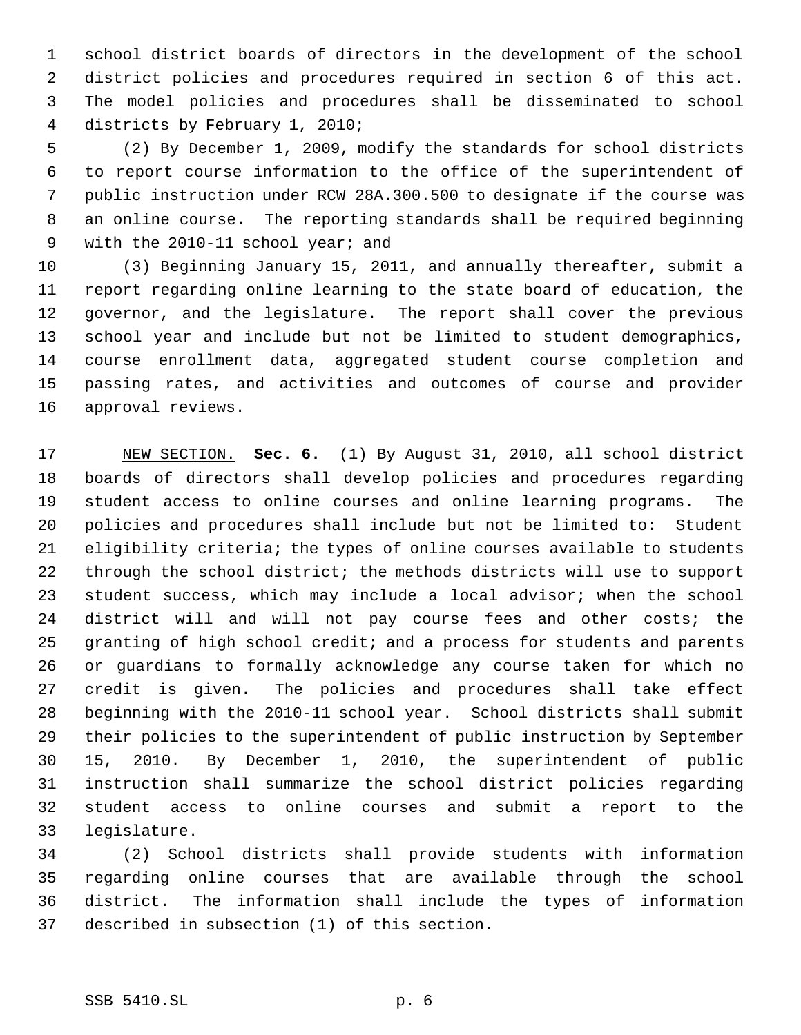school district boards of directors in the development of the school district policies and procedures required in section 6 of this act. The model policies and procedures shall be disseminated to school districts by February 1, 2010;

(2) By December 1, 2009, modify the standards for school districts to report course information to the office of the superintendent of public instruction under RCW 28A.300.500 to designate if the course was an online course. The reporting standards shall be required beginning with the 2010-11 school year; and

(3) Beginning January 15, 2011, and annually thereafter, submit a report regarding online learning to the state board of education, the governor, and the legislature. The report shall cover the previous school year and include but not be limited to student demographics, course enrollment data, aggregated student course completion and passing rates, and activities and outcomes of course and provider approval reviews.

NEW SECTION. **Sec. 6.** (1) By August 31, 2010, all school district boards of directors shall develop policies and procedures regarding student access to online courses and online learning programs. The policies and procedures shall include but not be limited to: Student eligibility criteria; the types of online courses available to students through the school district; the methods districts will use to support student success, which may include a local advisor; when the school district will and will not pay course fees and other costs; the granting of high school credit; and a process for students and parents or guardians to formally acknowledge any course taken for which no credit is given. The policies and procedures shall take effect beginning with the 2010-11 school year. School districts shall submit their policies to the superintendent of public instruction by September 15, 2010. By December 1, 2010, the superintendent of public instruction shall summarize the school district policies regarding student access to online courses and submit a report to the legislature.

(2) School districts shall provide students with information regarding online courses that are available through the school district. The information shall include the types of information described in subsection (1) of this section.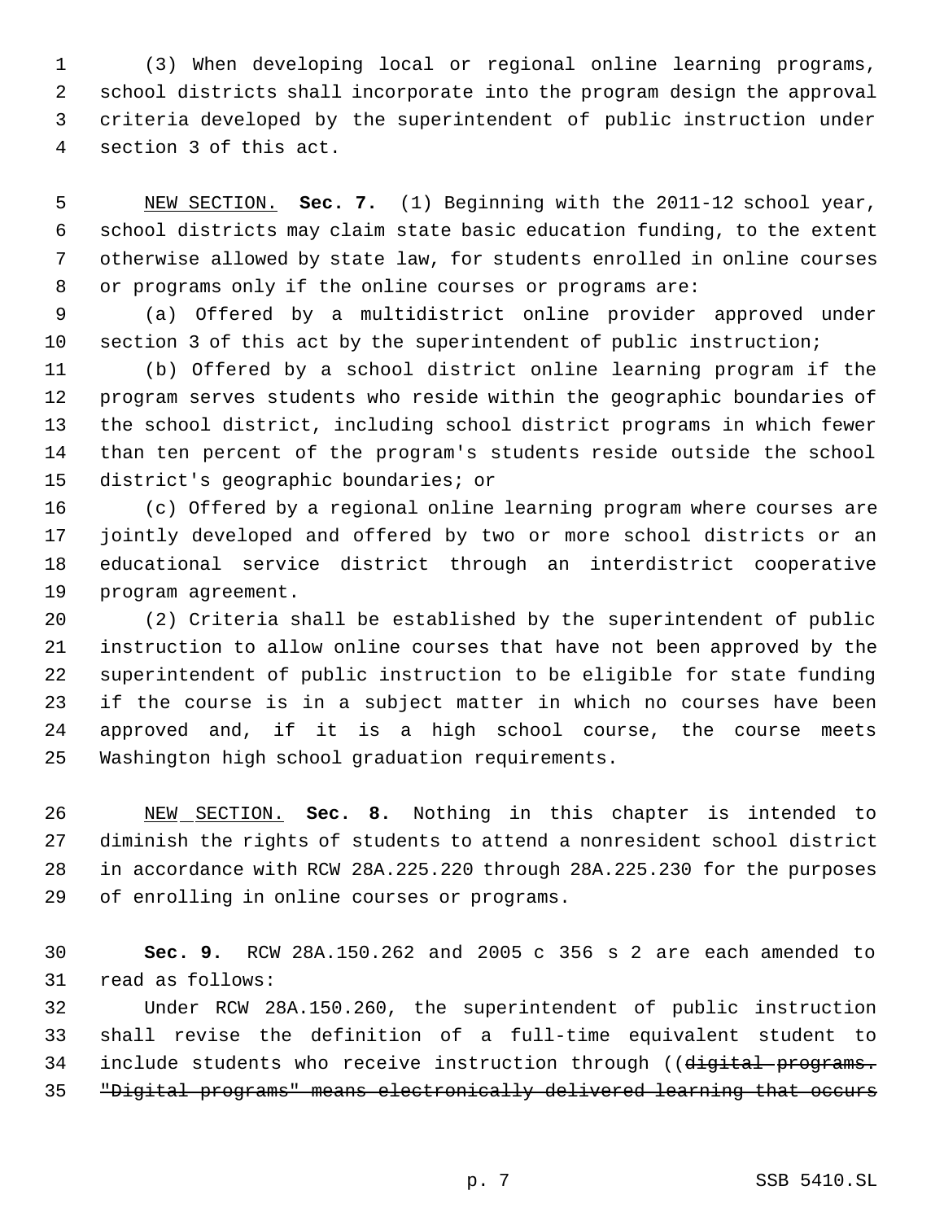(3) When developing local or regional online learning programs, school districts shall incorporate into the program design the approval criteria developed by the superintendent of public instruction under section 3 of this act.

NEW SECTION. **Sec. 7.** (1) Beginning with the 2011-12 school year, school districts may claim state basic education funding, to the extent otherwise allowed by state law, for students enrolled in online courses or programs only if the online courses or programs are:

(a) Offered by a multidistrict online provider approved under section 3 of this act by the superintendent of public instruction;

(b) Offered by a school district online learning program if the program serves students who reside within the geographic boundaries of the school district, including school district programs in which fewer than ten percent of the program's students reside outside the school district's geographic boundaries; or

(c) Offered by a regional online learning program where courses are jointly developed and offered by two or more school districts or an educational service district through an interdistrict cooperative program agreement.

(2) Criteria shall be established by the superintendent of public instruction to allow online courses that have not been approved by the superintendent of public instruction to be eligible for state funding if the course is in a subject matter in which no courses have been approved and, if it is a high school course, the course meets Washington high school graduation requirements.

NEW SECTION. **Sec. 8.** Nothing in this chapter is intended to diminish the rights of students to attend a nonresident school district in accordance with RCW 28A.225.220 through 28A.225.230 for the purposes of enrolling in online courses or programs.

**Sec. 9.** RCW 28A.150.262 and 2005 c 356 s 2 are each amended to read as follows:

Under RCW 28A.150.260, the superintendent of public instruction shall revise the definition of a full-time equivalent student to include students who receive instruction through ((~~digital programs. "Digital programs" means electronically delivered learning that occurs~~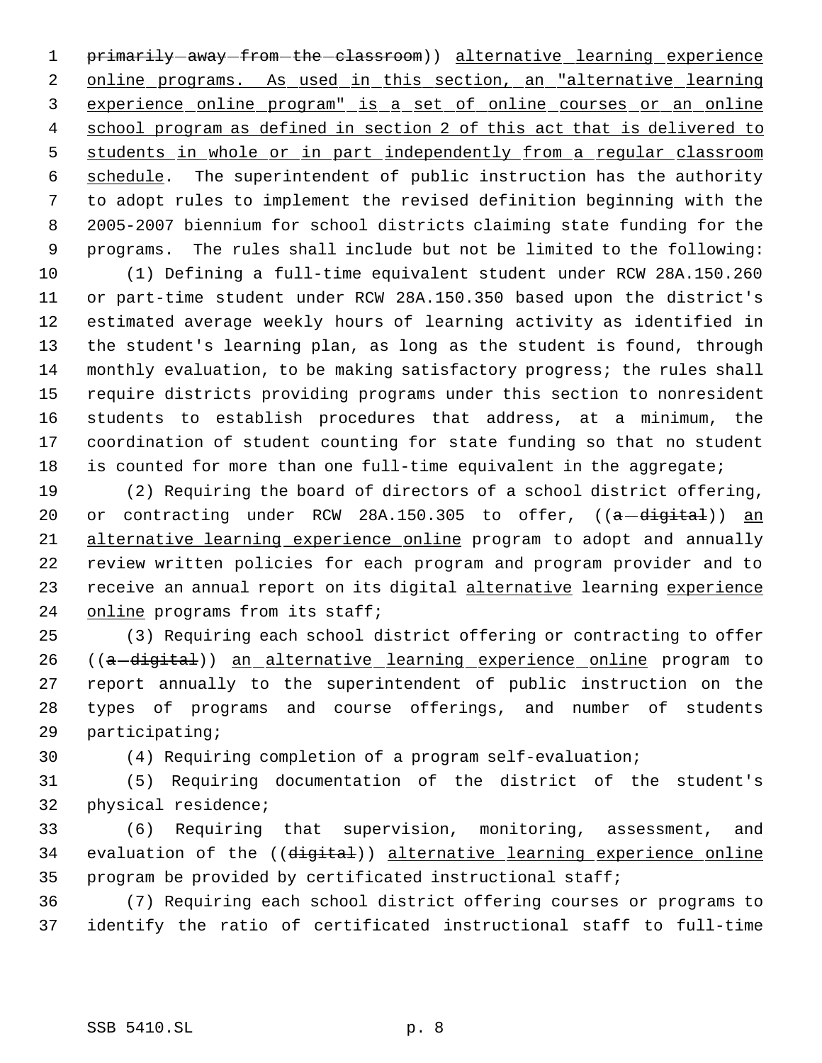primarily away from the classroom)) alternative learning experience online programs. As used in this section, an "alternative learning experience online program" is a set of online courses or an online school program as defined in section 2 of this act that is delivered to students in whole or in part independently from a regular classroom schedule. The superintendent of public instruction has the authority to adopt rules to implement the revised definition beginning with the 2005-2007 biennium for school districts claiming state funding for the programs. The rules shall include but not be limited to the following:

(1) Defining a full-time equivalent student under RCW 28A.150.260 or part-time student under RCW 28A.150.350 based upon the district's estimated average weekly hours of learning activity as identified in the student's learning plan, as long as the student is found, through monthly evaluation, to be making satisfactory progress; the rules shall require districts providing programs under this section to nonresident students to establish procedures that address, at a minimum, the coordination of student counting for state funding so that no student is counted for more than one full-time equivalent in the aggregate;

(2) Requiring the board of directors of a school district offering, or contracting under RCW 28A.150.305 to offer, ((a digital)) an alternative learning experience online program to adopt and annually review written policies for each program and program provider and to receive an annual report on its digital alternative learning experience online programs from its staff;

(3) Requiring each school district offering or contracting to offer ((a digital)) an alternative learning experience online program to report annually to the superintendent of public instruction on the types of programs and course offerings, and number of students participating;

(4) Requiring completion of a program self-evaluation;

(5) Requiring documentation of the district of the student's physical residence;

(6) Requiring that supervision, monitoring, assessment, and evaluation of the ((digital)) alternative learning experience online program be provided by certificated instructional staff;

(7) Requiring each school district offering courses or programs to identify the ratio of certificated instructional staff to full-time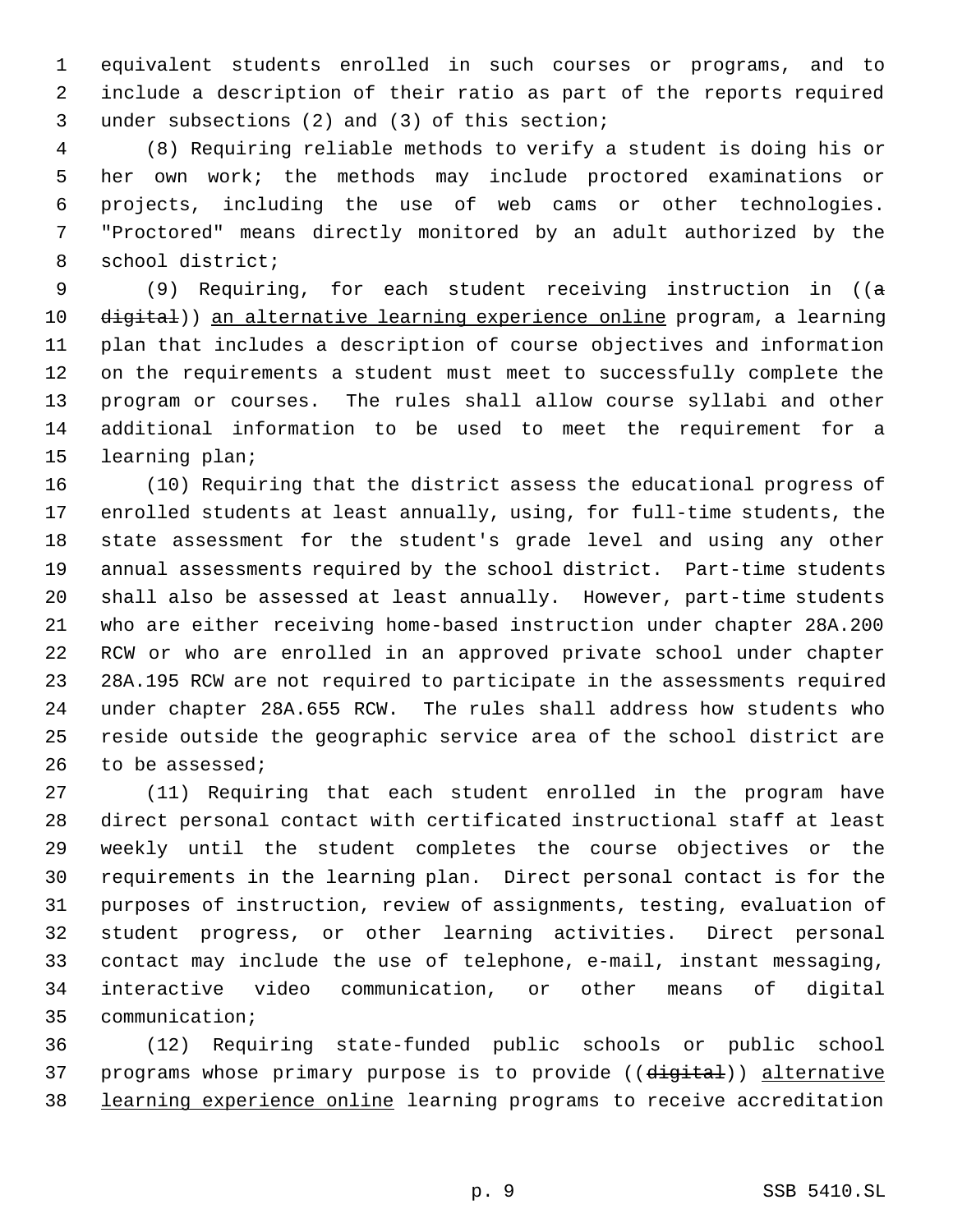equivalent students enrolled in such courses or programs, and to include a description of their ratio as part of the reports required under subsections (2) and (3) of this section;

(8) Requiring reliable methods to verify a student is doing his or her own work; the methods may include proctored examinations or projects, including the use of web cams or other technologies. "Proctored" means directly monitored by an adult authorized by the school district;

(9) Requiring, for each student receiving instruction in ((~~a digital~~)) <u>an alternative learning experience online</u> program, a learning plan that includes a description of course objectives and information on the requirements a student must meet to successfully complete the program or courses. The rules shall allow course syllabi and other additional information to be used to meet the requirement for a learning plan;

(10) Requiring that the district assess the educational progress of enrolled students at least annually, using, for full-time students, the state assessment for the student's grade level and using any other annual assessments required by the school district. Part-time students shall also be assessed at least annually. However, part-time students who are either receiving home-based instruction under chapter 28A.200 RCW or who are enrolled in an approved private school under chapter 28A.195 RCW are not required to participate in the assessments required under chapter 28A.655 RCW. The rules shall address how students who reside outside the geographic service area of the school district are to be assessed;

(11) Requiring that each student enrolled in the program have direct personal contact with certificated instructional staff at least weekly until the student completes the course objectives or the requirements in the learning plan. Direct personal contact is for the purposes of instruction, review of assignments, testing, evaluation of student progress, or other learning activities. Direct personal contact may include the use of telephone, e-mail, instant messaging, interactive video communication, or other means of digital communication;

(12) Requiring state-funded public schools or public school programs whose primary purpose is to provide ((~~digital~~)) <u>alternative learning experience online</u> learning programs to receive accreditation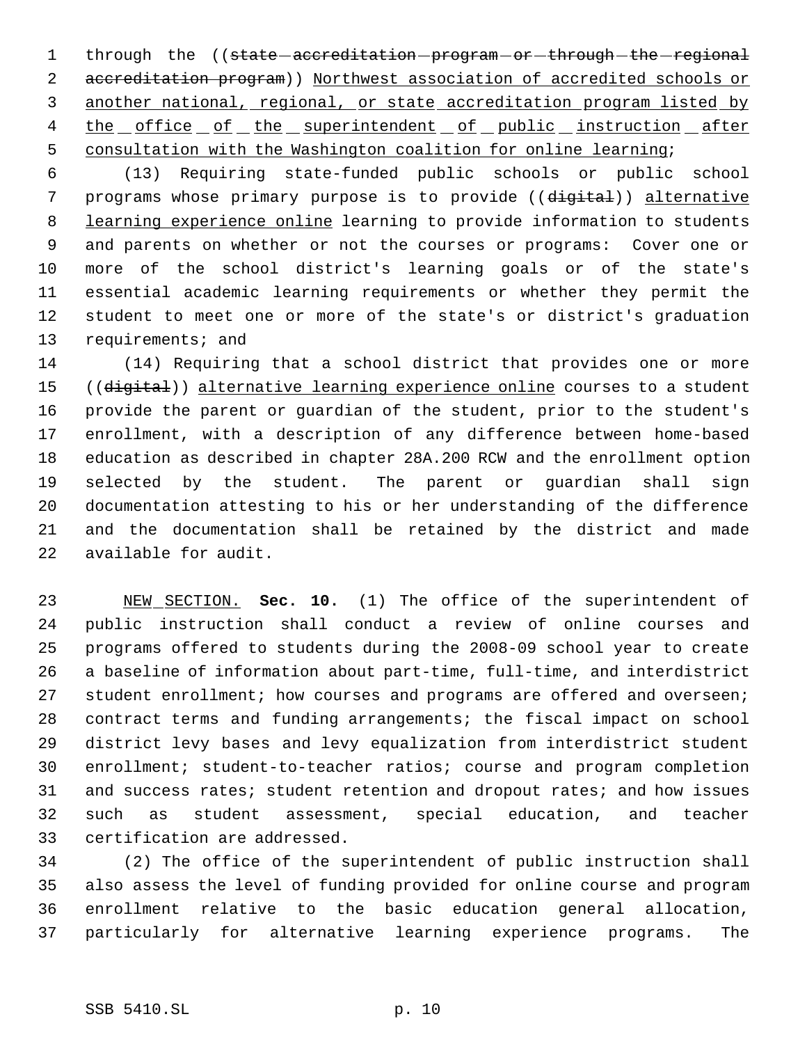through the ((~~state accreditation program or through the regional accreditation program~~)) <u>Northwest association of accredited schools or another national, regional, or state accreditation program listed by the office of the superintendent of public instruction after consultation with the Washington coalition for online learning</u>;

(13) Requiring state-funded public schools or public school programs whose primary purpose is to provide ((~~digital~~)) <u>alternative learning experience online</u> learning to provide information to students and parents on whether or not the courses or programs: Cover one or more of the school district's learning goals or of the state's essential academic learning requirements or whether they permit the student to meet one or more of the state's or district's graduation requirements; and

(14) Requiring that a school district that provides one or more ((~~digital~~)) <u>alternative learning experience online</u> courses to a student provide the parent or guardian of the student, prior to the student's enrollment, with a description of any difference between home-based education as described in chapter 28A.200 RCW and the enrollment option selected by the student. The parent or guardian shall sign documentation attesting to his or her understanding of the difference and the documentation shall be retained by the district and made available for audit.

<u>NEW SECTION.</u> **Sec. 10.** (1) The office of the superintendent of public instruction shall conduct a review of online courses and programs offered to students during the 2008-09 school year to create a baseline of information about part-time, full-time, and interdistrict student enrollment; how courses and programs are offered and overseen; contract terms and funding arrangements; the fiscal impact on school district levy bases and levy equalization from interdistrict student enrollment; student-to-teacher ratios; course and program completion and success rates; student retention and dropout rates; and how issues such as student assessment, special education, and teacher certification are addressed.

(2) The office of the superintendent of public instruction shall also assess the level of funding provided for online course and program enrollment relative to the basic education general allocation, particularly for alternative learning experience programs. The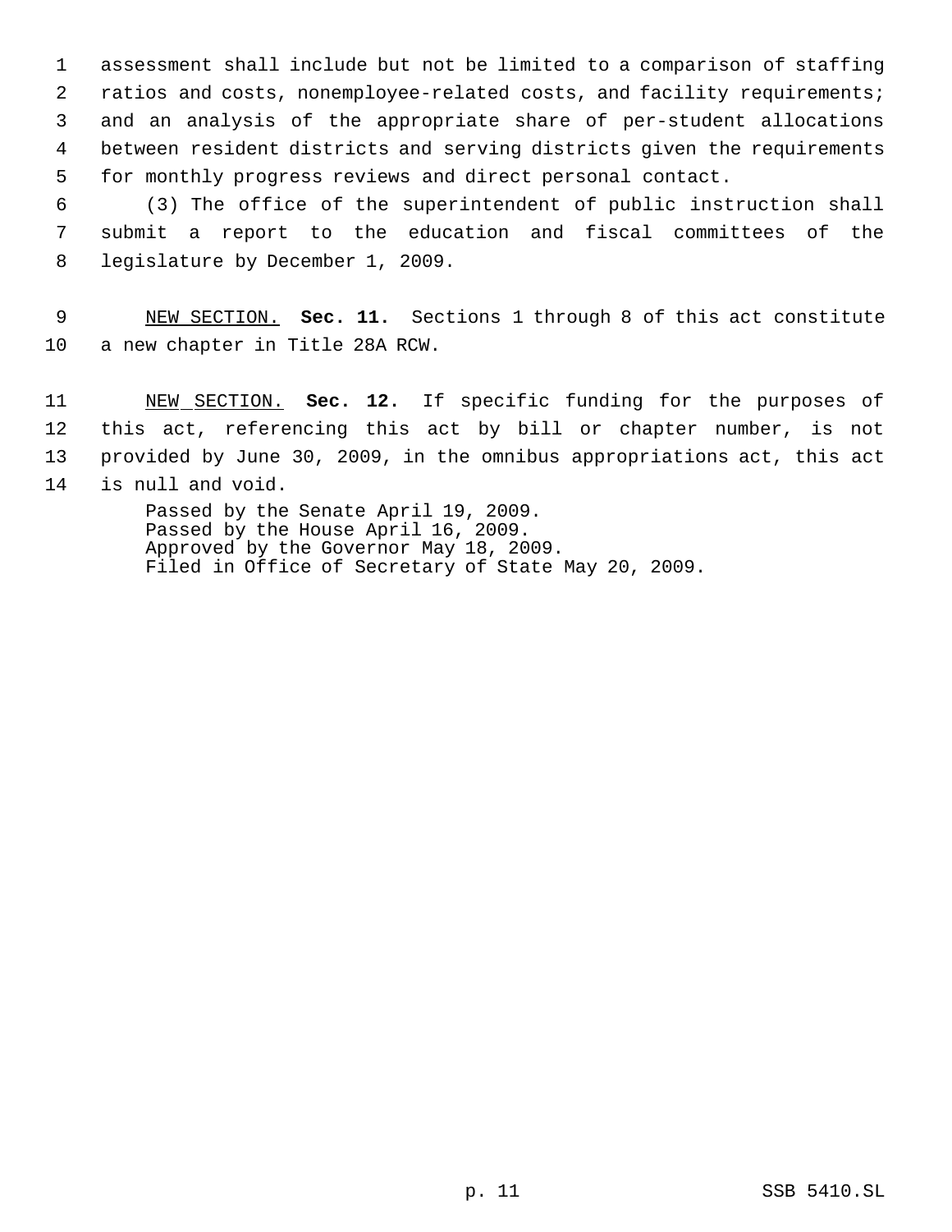assessment shall include but not be limited to a comparison of staffing ratios and costs, nonemployee-related costs, and facility requirements; and an analysis of the appropriate share of per-student allocations between resident districts and serving districts given the requirements for monthly progress reviews and direct personal contact.

(3) The office of the superintendent of public instruction shall submit a report to the education and fiscal committees of the legislature by December 1, 2009.

NEW SECTION. **Sec. 11.** Sections 1 through 8 of this act constitute a new chapter in Title 28A RCW.

NEW SECTION. **Sec. 12.** If specific funding for the purposes of this act, referencing this act by bill or chapter number, is not provided by June 30, 2009, in the omnibus appropriations act, this act is null and void.

Passed by the Senate April 19, 2009.
Passed by the House April 16, 2009.
Approved by the Governor May 18, 2009.
Filed in Office of Secretary of State May 20, 2009.